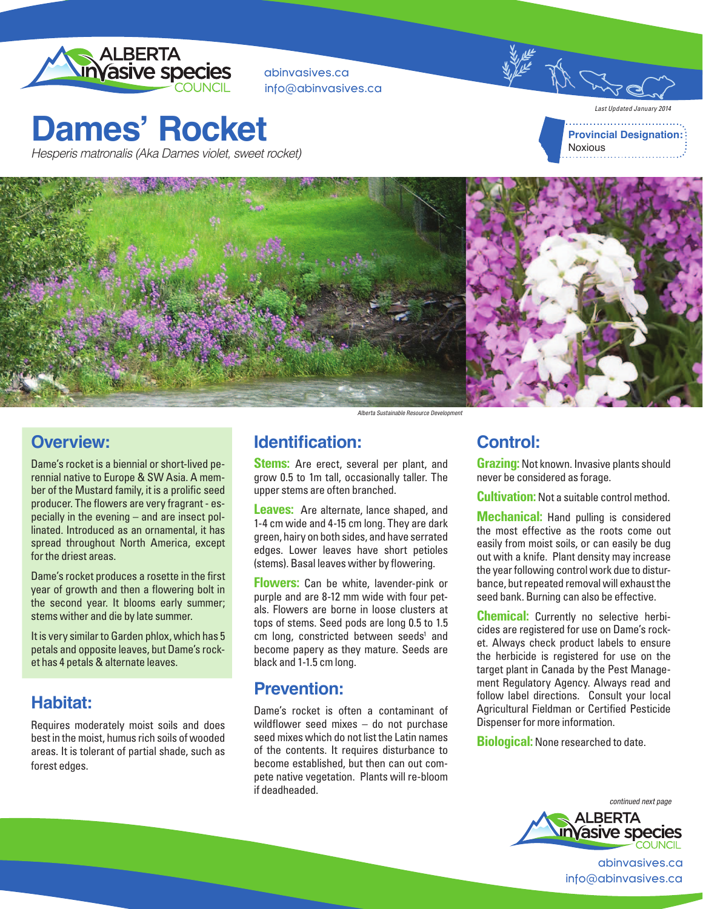ALBERTA invasive species COUNCIL

abinvasives.ca
info@abinvasives.ca

*Last Updated January 2014*

# Dames' Rocket

*Hesperis matronalis (Aka Dames violet, sweet rocket)*

**Provincial Designation:** Noxious

*Alberta Sustainable Resource Development*

## Overview:

Dame's rocket is a biennial or short-lived perennial native to Europe & SW Asia. A member of the Mustard family, it is a prolific seed producer. The flowers are very fragrant - especially in the evening – and are insect pollinated. Introduced as an ornamental, it has spread throughout North America, except for the driest areas.

Dame's rocket produces a rosette in the first year of growth and then a flowering bolt in the second year. It blooms early summer; stems wither and die by late summer.

It is very similar to Garden phlox, which has 5 petals and opposite leaves, but Dame's rocket has 4 petals & alternate leaves.

## Habitat:

Requires moderately moist soils and does best in the moist, humus rich soils of wooded areas. It is tolerant of partial shade, such as forest edges.

## Identification:

**Stems:** Are erect, several per plant, and grow 0.5 to 1m tall, occasionally taller. The upper stems are often branched.

**Leaves:** Are alternate, lance shaped, and 1-4 cm wide and 4-15 cm long. They are dark green, hairy on both sides, and have serrated edges. Lower leaves have short petioles (stems). Basal leaves wither by flowering.

**Flowers:** Can be white, lavender-pink or purple and are 8-12 mm wide with four petals. Flowers are borne in loose clusters at tops of stems. Seed pods are long 0.5 to 1.5 cm long, constricted between seeds[1] and become papery as they mature. Seeds are black and 1-1.5 cm long.

## Prevention:

Dame's rocket is often a contaminant of wildflower seed mixes – do not purchase seed mixes which do not list the Latin names of the contents. It requires disturbance to become established, but then can out compete native vegetation. Plants will re-bloom if deadheaded.

## Control:

**Grazing:** Not known. Invasive plants should never be considered as forage.

**Cultivation:** Not a suitable control method.

**Mechanical:** Hand pulling is considered the most effective as the roots come out easily from moist soils, or can easily be dug out with a knife. Plant density may increase the year following control work due to disturbance, but repeated removal will exhaust the seed bank. Burning can also be effective.

**Chemical:** Currently no selective herbicides are registered for use on Dame's rocket. Always check product labels to ensure the herbicide is registered for use on the target plant in Canada by the Pest Management Regulatory Agency. Always read and follow label directions. Consult your local Agricultural Fieldman or Certified Pesticide Dispenser for more information.

**Biological:** None researched to date.

*continued next page*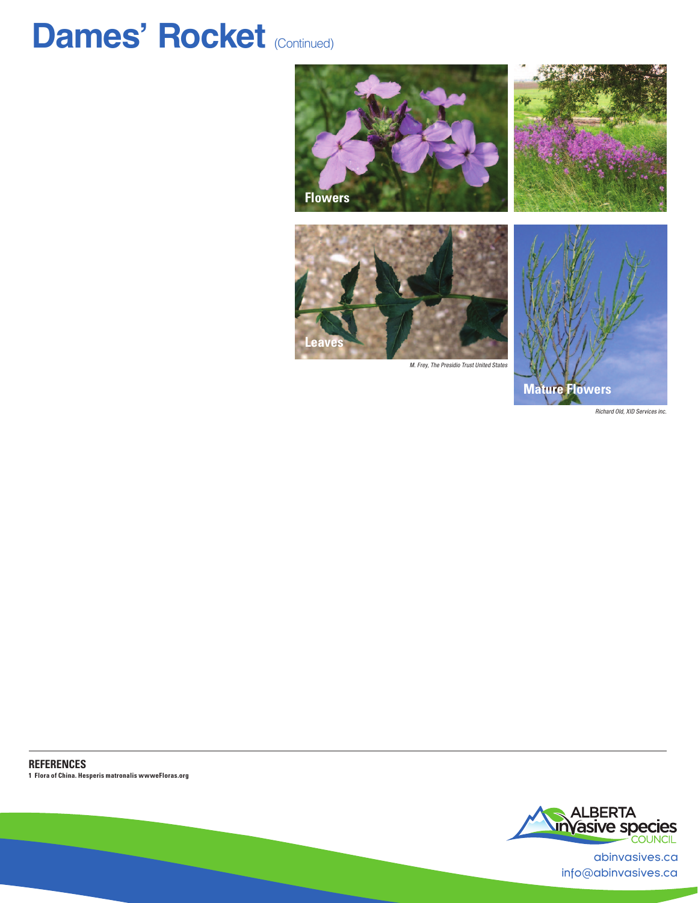# Dames' Rocket (Continued)

Flowers

Leaves

M. Frey, The Presidio Trust United States

Mature Flowers

Richard Old, XID Services inc.

**REFERENCES**

**1 Flora of China. Hesperis matronalis wwweFloras.org**

ALBERTA invasive species COUNCIL

abinvasives.ca

info@abinvasives.ca